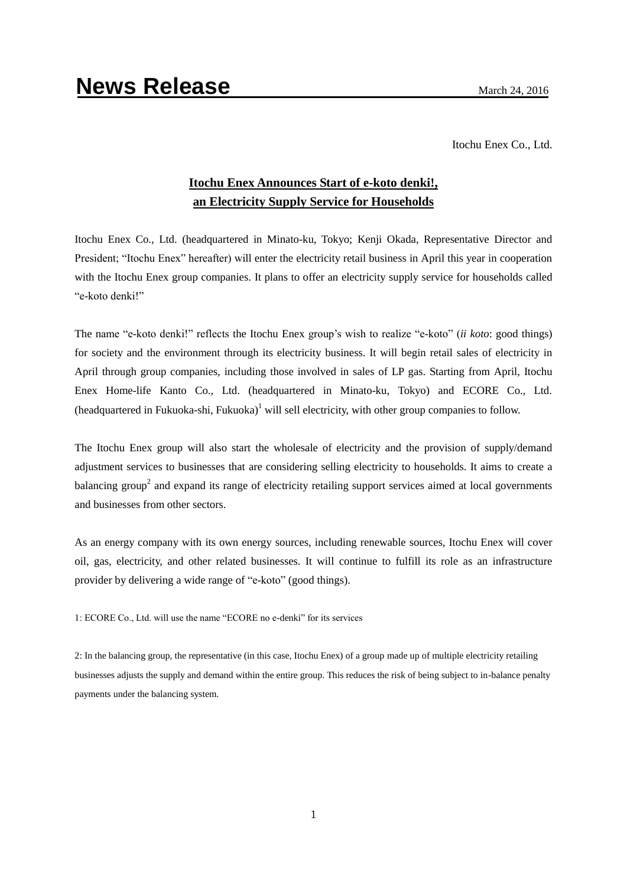# News Release

March 24, 2016

Itochu Enex Co., Ltd.

## Itochu Enex Announces Start of e-koto denki!, an Electricity Supply Service for Households

Itochu Enex Co., Ltd. (headquartered in Minato-ku, Tokyo; Kenji Okada, Representative Director and President; "Itochu Enex" hereafter) will enter the electricity retail business in April this year in cooperation with the Itochu Enex group companies. It plans to offer an electricity supply service for households called "e-koto denki!"

The name "e-koto denki!" reflects the Itochu Enex group's wish to realize "e-koto" (*ii koto*: good things) for society and the environment through its electricity business. It will begin retail sales of electricity in April through group companies, including those involved in sales of LP gas. Starting from April, Itochu Enex Home-life Kanto Co., Ltd. (headquartered in Minato-ku, Tokyo) and ECORE Co., Ltd. (headquartered in Fukuoka-shi, Fukuoka)[1] will sell electricity, with other group companies to follow.

The Itochu Enex group will also start the wholesale of electricity and the provision of supply/demand adjustment services to businesses that are considering selling electricity to households. It aims to create a balancing group[2] and expand its range of electricity retailing support services aimed at local governments and businesses from other sectors.

As an energy company with its own energy sources, including renewable sources, Itochu Enex will cover oil, gas, electricity, and other related businesses. It will continue to fulfill its role as an infrastructure provider by delivering a wide range of "e-koto" (good things).

1: ECORE Co., Ltd. will use the name "ECORE no e-denki" for its services

2: In the balancing group, the representative (in this case, Itochu Enex) of a group made up of multiple electricity retailing businesses adjusts the supply and demand within the entire group. This reduces the risk of being subject to in-balance penalty payments under the balancing system.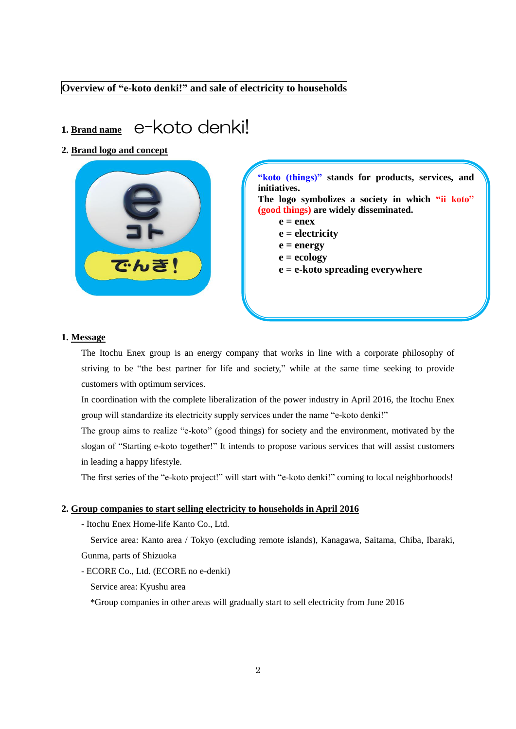## Overview of "e-koto denki!" and sale of electricity to households

**1. Brand name** e-koto denki!

**2. Brand logo and concept**

**"koto (things)" stands for products, services, and initiatives.**
**The logo symbolizes a society in which "ii koto" (good things) are widely disseminated.**

- **e = enex**
- **e = electricity**
- **e = energy**
- **e = ecology**
- **e = e-koto spreading everywhere**

**1. Message**

The Itochu Enex group is an energy company that works in line with a corporate philosophy of striving to be "the best partner for life and society," while at the same time seeking to provide customers with optimum services.

In coordination with the complete liberalization of the power industry in April 2016, the Itochu Enex group will standardize its electricity supply services under the name "e-koto denki!"

The group aims to realize "e-koto" (good things) for society and the environment, motivated by the slogan of "Starting e-koto together!" It intends to propose various services that will assist customers in leading a happy lifestyle.

The first series of the "e-koto project!" will start with "e-koto denki!" coming to local neighborhoods!

**2. Group companies to start selling electricity to households in April 2016**

- Itochu Enex Home-life Kanto Co., Ltd.

  Service area: Kanto area / Tokyo (excluding remote islands), Kanagawa, Saitama, Chiba, Ibaraki, Gunma, parts of Shizuoka

- ECORE Co., Ltd. (ECORE no e-denki)

  Service area: Kyushu area

  *Group companies in other areas will gradually start to sell electricity from June 2016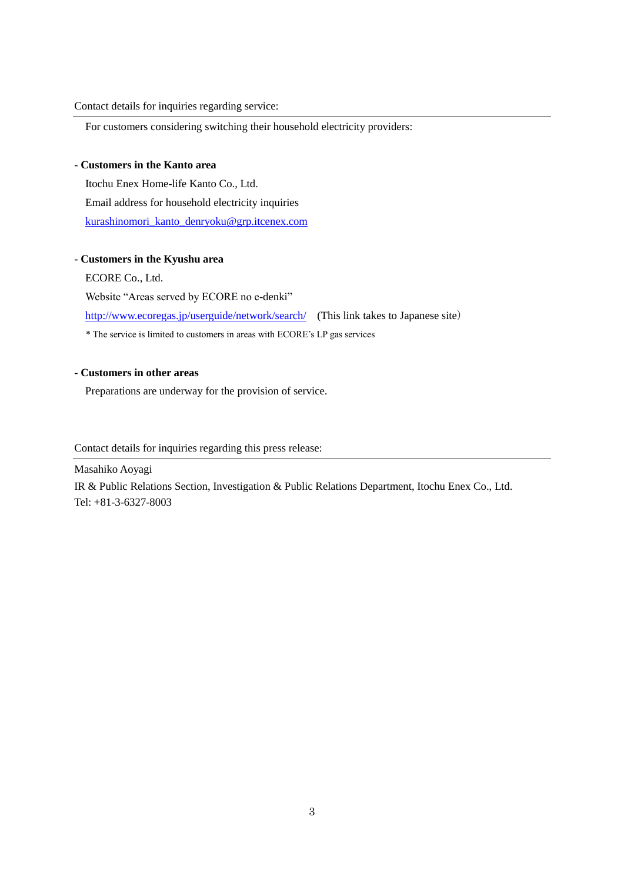Contact details for inquiries regarding service:

For customers considering switching their household electricity providers:

**- Customers in the Kanto area**

Itochu Enex Home-life Kanto Co., Ltd.

Email address for household electricity inquiries

kurashinomori_kanto_denryoku@grp.itcenex.com

**- Customers in the Kyushu area**

ECORE Co., Ltd.

Website "Areas served by ECORE no e-denki"

http://www.ecoregas.jp/userguide/network/search/ (This link takes to Japanese site)

* The service is limited to customers in areas with ECORE's LP gas services

**- Customers in other areas**

Preparations are underway for the provision of service.

Contact details for inquiries regarding this press release:

Masahiko Aoyagi

IR & Public Relations Section, Investigation & Public Relations Department, Itochu Enex Co., Ltd.

Tel: +81-3-6327-8003